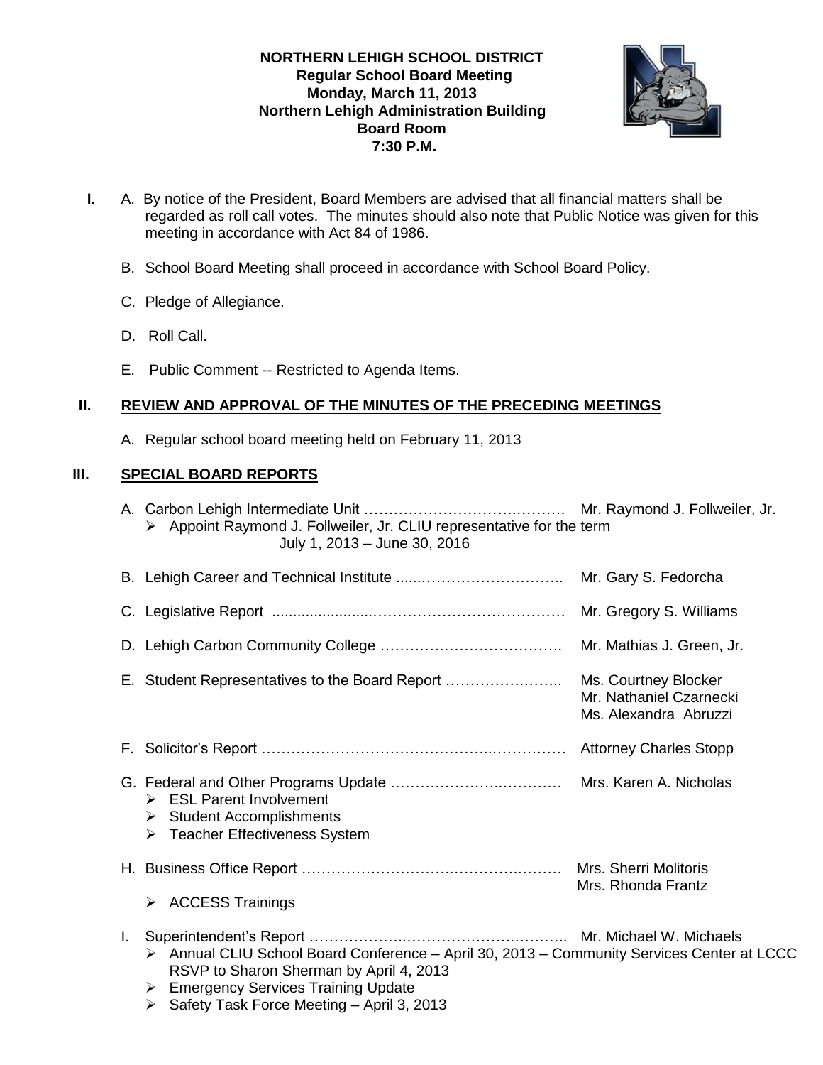**NORTHERN LEHIGH SCHOOL DISTRICT**
**Regular School Board Meeting**
**Monday, March 11, 2013**
**Northern Lehigh Administration Building**
**Board Room**
**7:30 P.M.**

**I.** A. By notice of the President, Board Members are advised that all financial matters shall be regarded as roll call votes. The minutes should also note that Public Notice was given for this meeting in accordance with Act 84 of 1986.

B. School Board Meeting shall proceed in accordance with School Board Policy.

C. Pledge of Allegiance.

D. Roll Call.

E. Public Comment -- Restricted to Agenda Items.

## II. REVIEW AND APPROVAL OF THE MINUTES OF THE PRECEDING MEETINGS

A. Regular school board meeting held on February 11, 2013

## III. SPECIAL BOARD REPORTS

A. Carbon Lehigh Intermediate Unit ………………………………………. Mr. Raymond J. Follweiler, Jr.
- Appoint Raymond J. Follweiler, Jr. CLIU representative for the term July 1, 2013 – June 30, 2016

B. Lehigh Career and Technical Institute ……………………………….. Mr. Gary S. Fedorcha

C. Legislative Report ……………………………………………………… Mr. Gregory S. Williams

D. Lehigh Carbon Community College ………………………………. Mr. Mathias J. Green, Jr.

E. Student Representatives to the Board Report ………………….. Ms. Courtney Blocker
Mr. Nathaniel Czarnecki
Ms. Alexandra Abruzzi

F. Solicitor's Report ……………………………………………………… Attorney Charles Stopp

G. Federal and Other Programs Update ……………………………… Mrs. Karen A. Nicholas
- ESL Parent Involvement
- Student Accomplishments
- Teacher Effectiveness System

H. Business Office Report ………………………………………………… Mrs. Sherri Molitoris
Mrs. Rhonda Frantz
- ACCESS Trainings

I. Superintendent's Report ……………………………………………….. Mr. Michael W. Michaels
- Annual CLIU School Board Conference – April 30, 2013 – Community Services Center at LCCC RSVP to Sharon Sherman by April 4, 2013
- Emergency Services Training Update
- Safety Task Force Meeting – April 3, 2013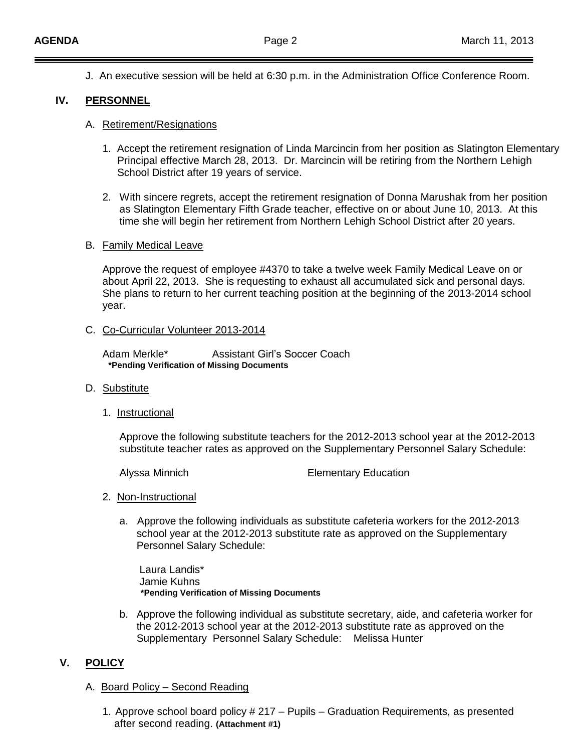J. An executive session will be held at 6:30 p.m. in the Administration Office Conference Room.

## IV. PERSONNEL

### A. Retirement/Resignations

1. Accept the retirement resignation of Linda Marcincin from her position as Slatington Elementary Principal effective March 28, 2013. Dr. Marcincin will be retiring from the Northern Lehigh School District after 19 years of service.

2. With sincere regrets, accept the retirement resignation of Donna Marushak from her position as Slatington Elementary Fifth Grade teacher, effective on or about June 10, 2013. At this time she will begin her retirement from Northern Lehigh School District after 20 years.

### B. Family Medical Leave

Approve the request of employee #4370 to take a twelve week Family Medical Leave on or about April 22, 2013. She is requesting to exhaust all accumulated sick and personal days. She plans to return to her current teaching position at the beginning of the 2013-2014 school year.

### C. Co-Curricular Volunteer 2013-2014

Adam Merkle* Assistant Girl's Soccer Coach

**\*Pending Verification of Missing Documents**

### D. Substitute

1. Instructional

   Approve the following substitute teachers for the 2012-2013 school year at the 2012-2013 substitute teacher rates as approved on the Supplementary Personnel Salary Schedule:

   Alyssa Minnich Elementary Education

2. Non-Instructional

   a. Approve the following individuals as substitute cafeteria workers for the 2012-2013 school year at the 2012-2013 substitute rate as approved on the Supplementary Personnel Salary Schedule:

   Laura Landis*
   Jamie Kuhns
   **\*Pending Verification of Missing Documents**

   b. Approve the following individual as substitute secretary, aide, and cafeteria worker for the 2012-2013 school year at the 2012-2013 substitute rate as approved on the Supplementary Personnel Salary Schedule: Melissa Hunter

## V. POLICY

### A. Board Policy – Second Reading

1. Approve school board policy # 217 – Pupils – Graduation Requirements, as presented after second reading. **(Attachment #1)**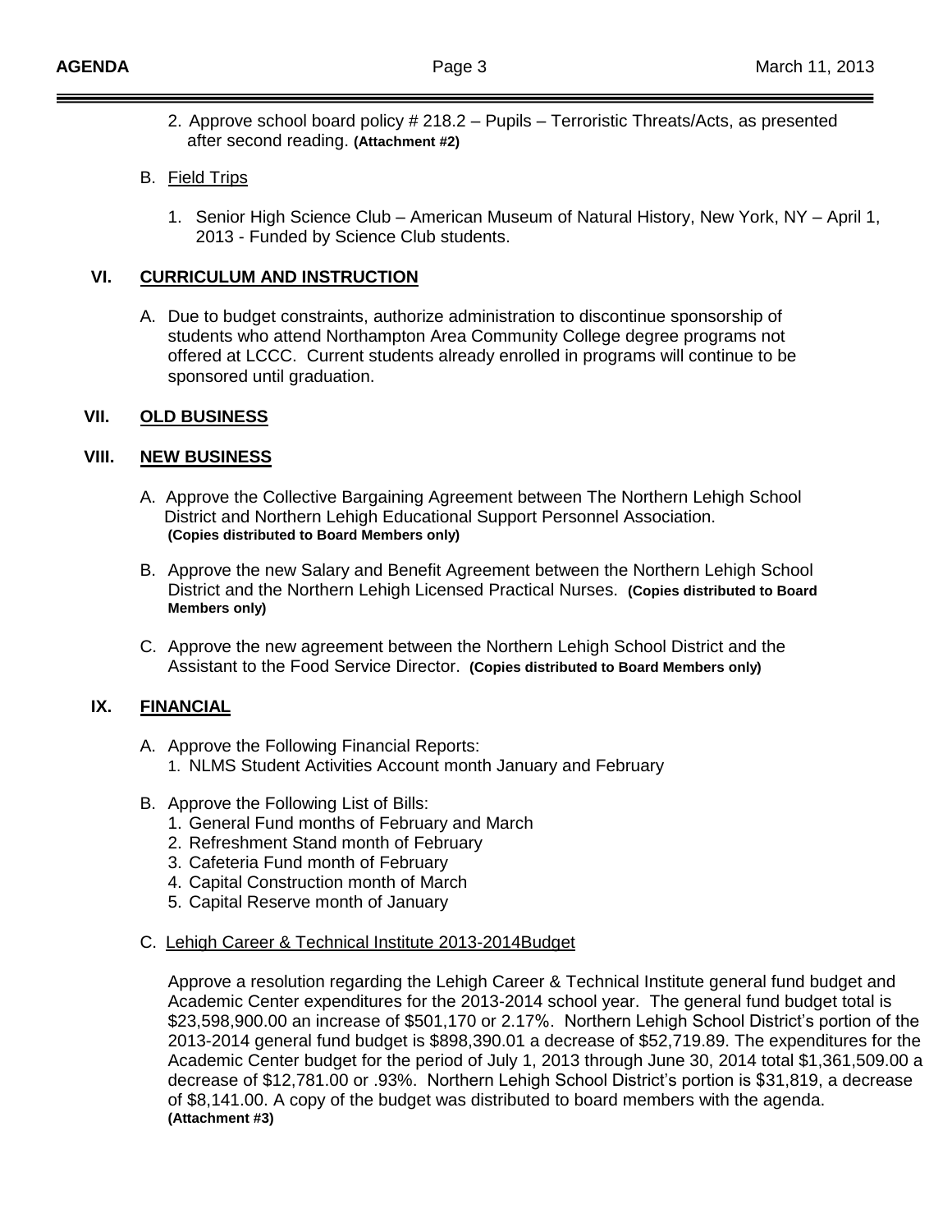2. Approve school board policy # 218.2 – Pupils – Terroristic Threats/Acts, as presented after second reading. **(Attachment #2)**

B. Field Trips

1. Senior High Science Club – American Museum of Natural History, New York, NY – April 1, 2013 - Funded by Science Club students.

## VI. CURRICULUM AND INSTRUCTION

A. Due to budget constraints, authorize administration to discontinue sponsorship of students who attend Northampton Area Community College degree programs not offered at LCCC. Current students already enrolled in programs will continue to be sponsored until graduation.

## VII. OLD BUSINESS

## VIII. NEW BUSINESS

A. Approve the Collective Bargaining Agreement between The Northern Lehigh School District and Northern Lehigh Educational Support Personnel Association. **(Copies distributed to Board Members only)**

B. Approve the new Salary and Benefit Agreement between the Northern Lehigh School District and the Northern Lehigh Licensed Practical Nurses. **(Copies distributed to Board Members only)**

C. Approve the new agreement between the Northern Lehigh School District and the Assistant to the Food Service Director. **(Copies distributed to Board Members only)**

## IX. FINANCIAL

A. Approve the Following Financial Reports:
1. NLMS Student Activities Account month January and February

B. Approve the Following List of Bills:
1. General Fund months of February and March
2. Refreshment Stand month of February
3. Cafeteria Fund month of February
4. Capital Construction month of March
5. Capital Reserve month of January

C. Lehigh Career & Technical Institute 2013-2014Budget

Approve a resolution regarding the Lehigh Career & Technical Institute general fund budget and Academic Center expenditures for the 2013-2014 school year. The general fund budget total is $23,598,900.00 an increase of $501,170 or 2.17%. Northern Lehigh School District's portion of the 2013-2014 general fund budget is $898,390.01 a decrease of $52,719.89. The expenditures for the Academic Center budget for the period of July 1, 2013 through June 30, 2014 total $1,361,509.00 a decrease of $12,781.00 or .93%. Northern Lehigh School District's portion is $31,819, a decrease of $8,141.00. A copy of the budget was distributed to board members with the agenda. **(Attachment #3)**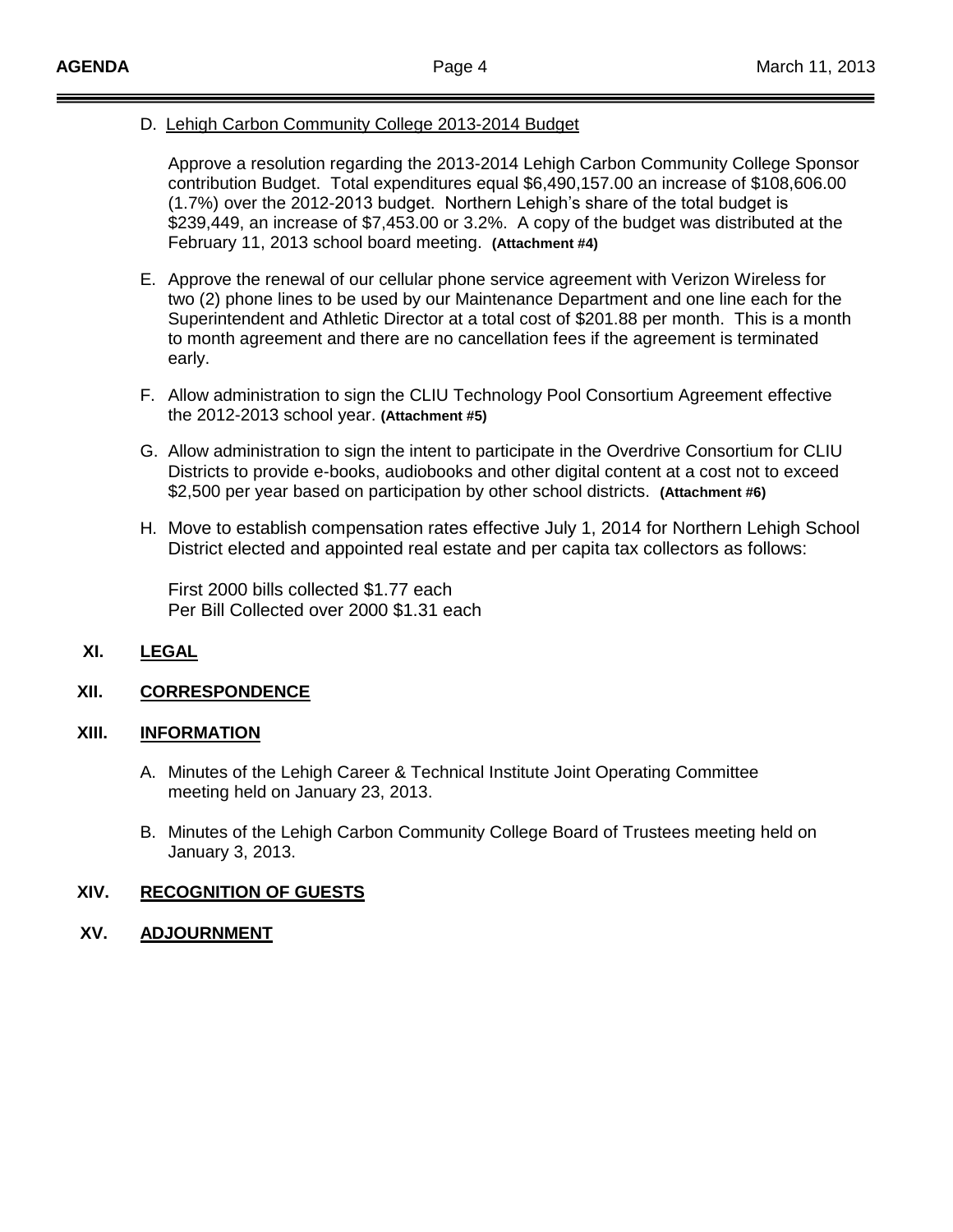D. Lehigh Carbon Community College 2013-2014 Budget

Approve a resolution regarding the 2013-2014 Lehigh Carbon Community College Sponsor contribution Budget. Total expenditures equal $6,490,157.00 an increase of $108,606.00 (1.7%) over the 2012-2013 budget. Northern Lehigh's share of the total budget is $239,449, an increase of $7,453.00 or 3.2%. A copy of the budget was distributed at the February 11, 2013 school board meeting. **(Attachment #4)**

E. Approve the renewal of our cellular phone service agreement with Verizon Wireless for two (2) phone lines to be used by our Maintenance Department and one line each for the Superintendent and Athletic Director at a total cost of $201.88 per month. This is a month to month agreement and there are no cancellation fees if the agreement is terminated early.

F. Allow administration to sign the CLIU Technology Pool Consortium Agreement effective the 2012-2013 school year. **(Attachment #5)**

G. Allow administration to sign the intent to participate in the Overdrive Consortium for CLIU Districts to provide e-books, audiobooks and other digital content at a cost not to exceed $2,500 per year based on participation by other school districts. **(Attachment #6)**

H. Move to establish compensation rates effective July 1, 2014 for Northern Lehigh School District elected and appointed real estate and per capita tax collectors as follows:

First 2000 bills collected $1.77 each
Per Bill Collected over 2000 $1.31 each

## XI. LEGAL

## XII. CORRESPONDENCE

## XIII. INFORMATION

A. Minutes of the Lehigh Career & Technical Institute Joint Operating Committee meeting held on January 23, 2013.

B. Minutes of the Lehigh Carbon Community College Board of Trustees meeting held on January 3, 2013.

## XIV. RECOGNITION OF GUESTS

## XV. ADJOURNMENT